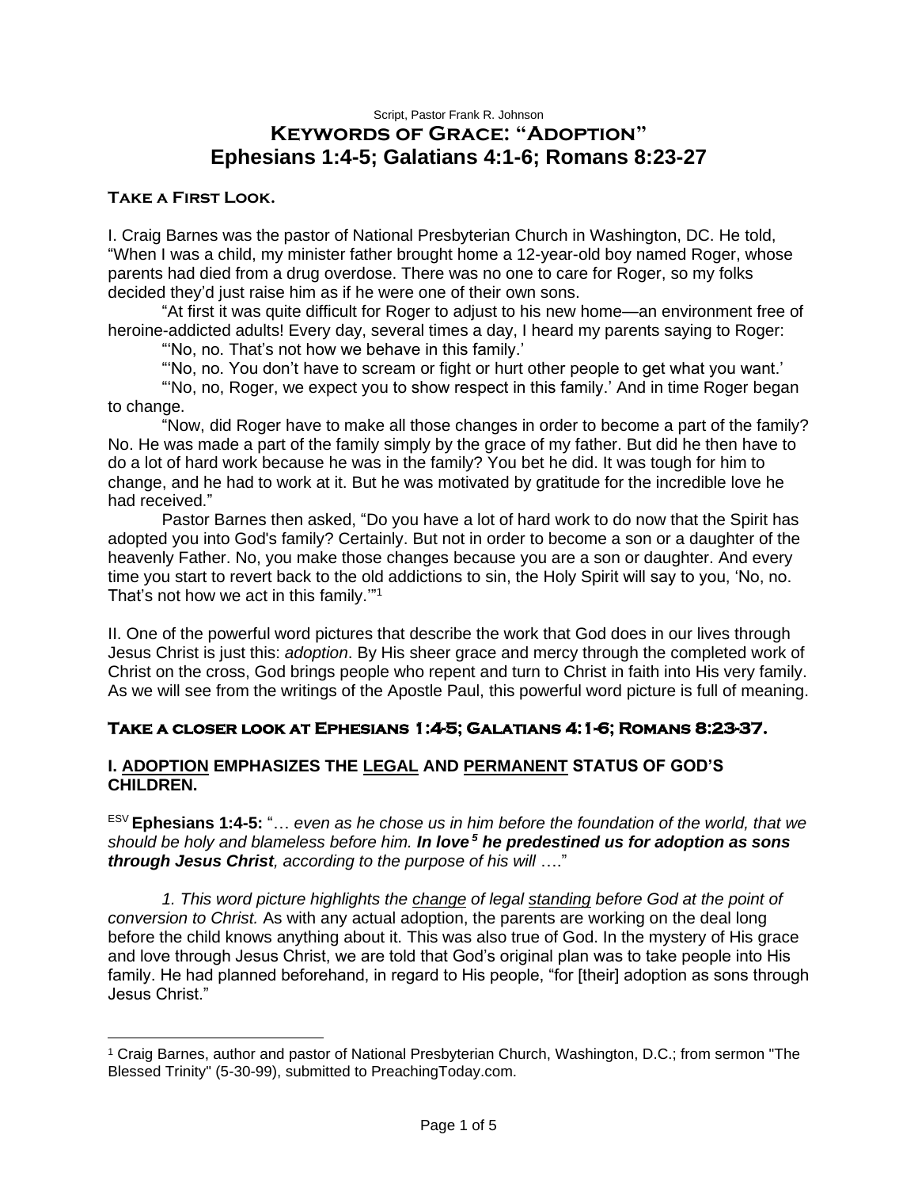Script, Pastor Frank R. Johnson

# Keywords of Grace: "Adoption"
# Ephesians 1:4-5; Galatians 4:1-6; Romans 8:23-27

## Take a First Look.

I. Craig Barnes was the pastor of National Presbyterian Church in Washington, DC. He told, "When I was a child, my minister father brought home a 12-year-old boy named Roger, whose parents had died from a drug overdose. There was no one to care for Roger, so my folks decided they'd just raise him as if he were one of their own sons.

"At first it was quite difficult for Roger to adjust to his new home—an environment free of heroine-addicted adults! Every day, several times a day, I heard my parents saying to Roger:

"'No, no. That's not how we behave in this family.'

"'No, no. You don't have to scream or fight or hurt other people to get what you want.'

"'No, no, Roger, we expect you to show respect in this family.' And in time Roger began to change.

"Now, did Roger have to make all those changes in order to become a part of the family? No. He was made a part of the family simply by the grace of my father. But did he then have to do a lot of hard work because he was in the family? You bet he did. It was tough for him to change, and he had to work at it. But he was motivated by gratitude for the incredible love he had received."

Pastor Barnes then asked, "Do you have a lot of hard work to do now that the Spirit has adopted you into God's family? Certainly. But not in order to become a son or a daughter of the heavenly Father. No, you make those changes because you are a son or daughter. And every time you start to revert back to the old addictions to sin, the Holy Spirit will say to you, 'No, no. That's not how we act in this family.'"[1]

II. One of the powerful word pictures that describe the work that God does in our lives through Jesus Christ is just this: *adoption*. By His sheer grace and mercy through the completed work of Christ on the cross, God brings people who repent and turn to Christ in faith into His very family. As we will see from the writings of the Apostle Paul, this powerful word picture is full of meaning.

## Take a closer look at Ephesians 1:4-5; Galatians 4:1-6; Romans 8:23-37.

### I. ADOPTION EMPHASIZES THE LEGAL AND PERMANENT STATUS OF GOD'S CHILDREN.

ESV **Ephesians 1:4-5:** "… *even as he chose us in him before the foundation of the world, that we should be holy and blameless before him.* ***In love [5] he predestined us for adoption as sons through Jesus Christ****, according to the purpose of his will* …."

*1. This word picture highlights the change of legal standing before God at the point of conversion to Christ.* As with any actual adoption, the parents are working on the deal long before the child knows anything about it. This was also true of God. In the mystery of His grace and love through Jesus Christ, we are told that God's original plan was to take people into His family. He had planned beforehand, in regard to His people, "for [their] adoption as sons through Jesus Christ."

---

[1] Craig Barnes, author and pastor of National Presbyterian Church, Washington, D.C.; from sermon "The Blessed Trinity" (5-30-99), submitted to PreachingToday.com.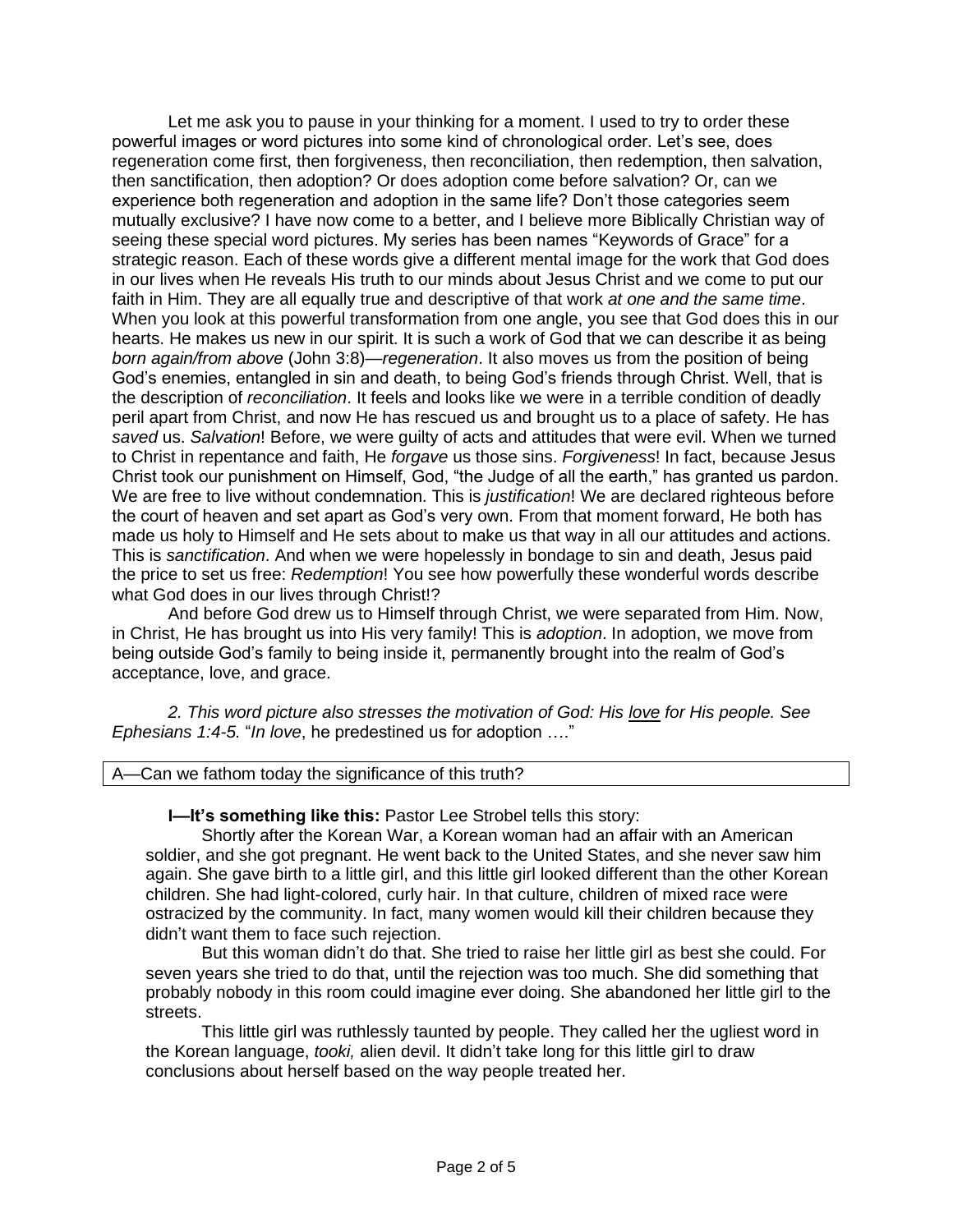Let me ask you to pause in your thinking for a moment. I used to try to order these powerful images or word pictures into some kind of chronological order. Let's see, does regeneration come first, then forgiveness, then reconciliation, then redemption, then salvation, then sanctification, then adoption? Or does adoption come before salvation? Or, can we experience both regeneration and adoption in the same life? Don't those categories seem mutually exclusive? I have now come to a better, and I believe more Biblically Christian way of seeing these special word pictures. My series has been names "Keywords of Grace" for a strategic reason. Each of these words give a different mental image for the work that God does in our lives when He reveals His truth to our minds about Jesus Christ and we come to put our faith in Him. They are all equally true and descriptive of that work *at one and the same time*. When you look at this powerful transformation from one angle, you see that God does this in our hearts. He makes us new in our spirit. It is such a work of God that we can describe it as being *born again/from above* (John 3:8)—*regeneration*. It also moves us from the position of being God's enemies, entangled in sin and death, to being God's friends through Christ. Well, that is the description of *reconciliation*. It feels and looks like we were in a terrible condition of deadly peril apart from Christ, and now He has rescued us and brought us to a place of safety. He has *saved* us. *Salvation*! Before, we were guilty of acts and attitudes that were evil. When we turned to Christ in repentance and faith, He *forgave* us those sins. *Forgiveness*! In fact, because Jesus Christ took our punishment on Himself, God, "the Judge of all the earth," has granted us pardon. We are free to live without condemnation. This is *justification*! We are declared righteous before the court of heaven and set apart as God's very own. From that moment forward, He both has made us holy to Himself and He sets about to make us that way in all our attitudes and actions. This is *sanctification*. And when we were hopelessly in bondage to sin and death, Jesus paid the price to set us free: *Redemption*! You see how powerfully these wonderful words describe what God does in our lives through Christ!?

And before God drew us to Himself through Christ, we were separated from Him. Now, in Christ, He has brought us into His very family! This is *adoption*. In adoption, we move from being outside God's family to being inside it, permanently brought into the realm of God's acceptance, love, and grace.

*2. This word picture also stresses the motivation of God: His love for His people. See Ephesians 1:4-5.* "*In love*, he predestined us for adoption …."

| A—Can we fathom today the significance of this truth? |
|---|

**I—It's something like this:** Pastor Lee Strobel tells this story:

Shortly after the Korean War, a Korean woman had an affair with an American soldier, and she got pregnant. He went back to the United States, and she never saw him again. She gave birth to a little girl, and this little girl looked different than the other Korean children. She had light-colored, curly hair. In that culture, children of mixed race were ostracized by the community. In fact, many women would kill their children because they didn't want them to face such rejection.

But this woman didn't do that. She tried to raise her little girl as best she could. For seven years she tried to do that, until the rejection was too much. She did something that probably nobody in this room could imagine ever doing. She abandoned her little girl to the streets.

This little girl was ruthlessly taunted by people. They called her the ugliest word in the Korean language, *tooki,* alien devil. It didn't take long for this little girl to draw conclusions about herself based on the way people treated her.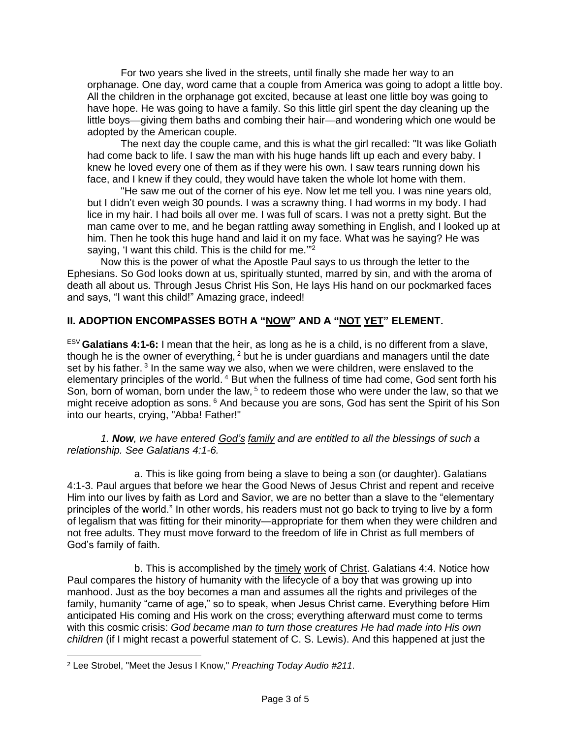For two years she lived in the streets, until finally she made her way to an orphanage. One day, word came that a couple from America was going to adopt a little boy. All the children in the orphanage got excited, because at least one little boy was going to have hope. He was going to have a family. So this little girl spent the day cleaning up the little boys—giving them baths and combing their hair—and wondering which one would be adopted by the American couple.

The next day the couple came, and this is what the girl recalled: "It was like Goliath had come back to life. I saw the man with his huge hands lift up each and every baby. I knew he loved every one of them as if they were his own. I saw tears running down his face, and I knew if they could, they would have taken the whole lot home with them.

"He saw me out of the corner of his eye. Now let me tell you. I was nine years old, but I didn't even weigh 30 pounds. I was a scrawny thing. I had worms in my body. I had lice in my hair. I had boils all over me. I was full of scars. I was not a pretty sight. But the man came over to me, and he began rattling away something in English, and I looked up at him. Then he took this huge hand and laid it on my face. What was he saying? He was saying, 'I want this child. This is the child for me.'"[2]

Now this is the power of what the Apostle Paul says to us through the letter to the Ephesians. So God looks down at us, spiritually stunted, marred by sin, and with the aroma of death all about us. Through Jesus Christ His Son, He lays His hand on our pockmarked faces and says, "I want this child!" Amazing grace, indeed!

## II. ADOPTION ENCOMPASSES BOTH A "NOW" AND A "NOT YET" ELEMENT.

ESV **Galatians 4:1-6:** I mean that the heir, as long as he is a child, is no different from a slave, though he is the owner of everything, [2] but he is under guardians and managers until the date set by his father. [3] In the same way we also, when we were children, were enslaved to the elementary principles of the world. [4] But when the fullness of time had come, God sent forth his Son, born of woman, born under the law, [5] to redeem those who were under the law, so that we might receive adoption as sons. [6] And because you are sons, God has sent the Spirit of his Son into our hearts, crying, "Abba! Father!"

*1. **Now**, we have entered God's family and are entitled to all the blessings of such a relationship. See Galatians 4:1-6.*

a. This is like going from being a slave to being a son (or daughter). Galatians 4:1-3. Paul argues that before we hear the Good News of Jesus Christ and repent and receive Him into our lives by faith as Lord and Savior, we are no better than a slave to the "elementary principles of the world." In other words, his readers must not go back to trying to live by a form of legalism that was fitting for their minority—appropriate for them when they were children and not free adults. They must move forward to the freedom of life in Christ as full members of God's family of faith.

b. This is accomplished by the timely work of Christ. Galatians 4:4. Notice how Paul compares the history of humanity with the lifecycle of a boy that was growing up into manhood. Just as the boy becomes a man and assumes all the rights and privileges of the family, humanity "came of age," so to speak, when Jesus Christ came. Everything before Him anticipated His coming and His work on the cross; everything afterward must come to terms with this cosmic crisis: *God became man to turn those creatures He had made into His own children* (if I might recast a powerful statement of C. S. Lewis). And this happened at just the

---

[2] Lee Strobel, "Meet the Jesus I Know," *Preaching Today Audio #211*.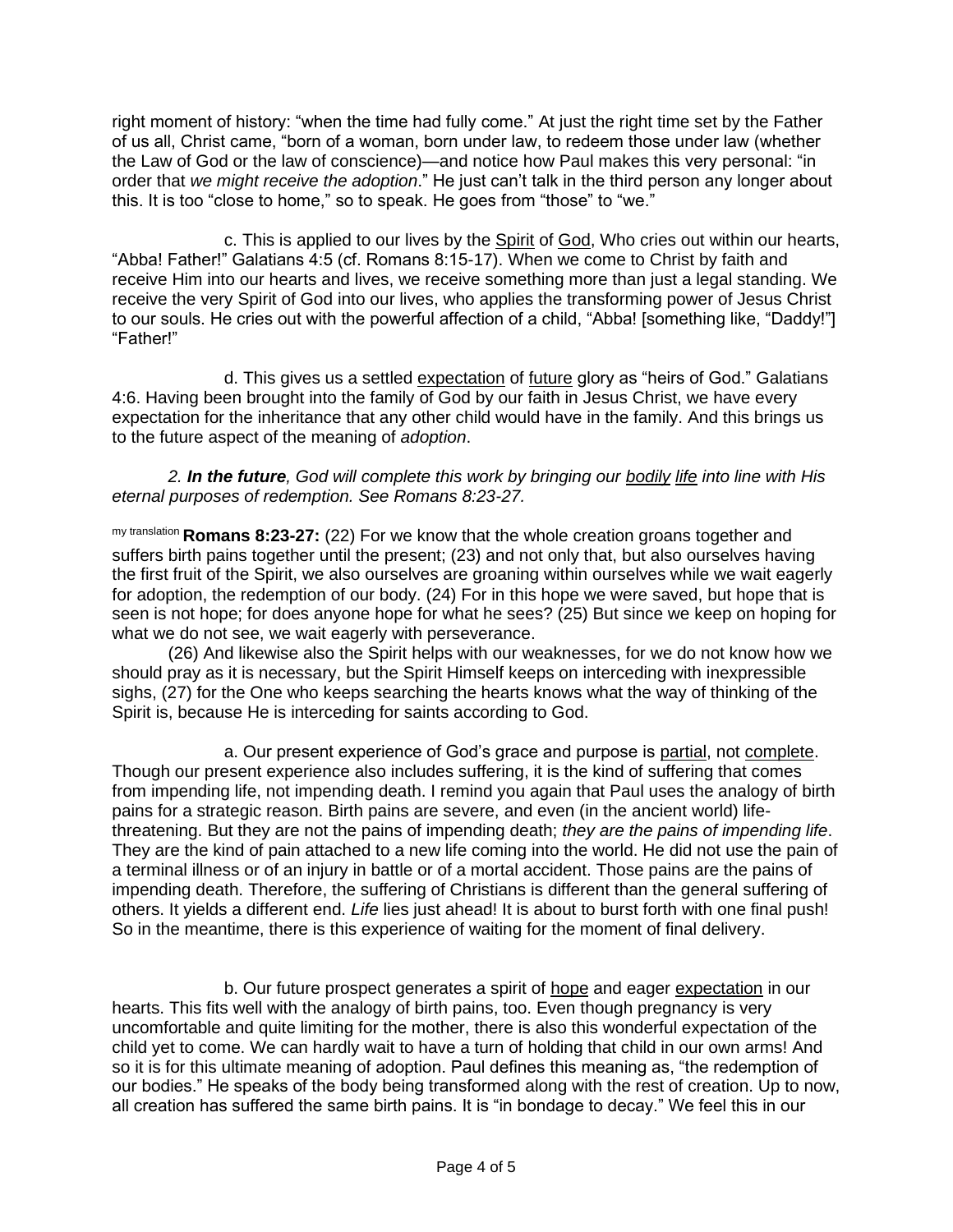right moment of history: "when the time had fully come." At just the right time set by the Father of us all, Christ came, "born of a woman, born under law, to redeem those under law (whether the Law of God or the law of conscience)—and notice how Paul makes this very personal: "in order that *we might receive the adoption*." He just can't talk in the third person any longer about this. It is too "close to home," so to speak. He goes from "those" to "we."

c. This is applied to our lives by the Spirit of God, Who cries out within our hearts, "Abba! Father!" Galatians 4:5 (cf. Romans 8:15-17). When we come to Christ by faith and receive Him into our hearts and lives, we receive something more than just a legal standing. We receive the very Spirit of God into our lives, who applies the transforming power of Jesus Christ to our souls. He cries out with the powerful affection of a child, "Abba! [something like, "Daddy!"] "Father!"

d. This gives us a settled expectation of future glory as "heirs of God." Galatians 4:6. Having been brought into the family of God by our faith in Jesus Christ, we have every expectation for the inheritance that any other child would have in the family. And this brings us to the future aspect of the meaning of *adoption*.

*2. **In the future**, God will complete this work by bringing our bodily life into line with His eternal purposes of redemption. See Romans 8:23-27.*

my translation **Romans 8:23-27:** (22) For we know that the whole creation groans together and suffers birth pains together until the present; (23) and not only that, but also ourselves having the first fruit of the Spirit, we also ourselves are groaning within ourselves while we wait eagerly for adoption, the redemption of our body. (24) For in this hope we were saved, but hope that is seen is not hope; for does anyone hope for what he sees? (25) But since we keep on hoping for what we do not see, we wait eagerly with perseverance.

(26) And likewise also the Spirit helps with our weaknesses, for we do not know how we should pray as it is necessary, but the Spirit Himself keeps on interceding with inexpressible sighs, (27) for the One who keeps searching the hearts knows what the way of thinking of the Spirit is, because He is interceding for saints according to God.

a. Our present experience of God's grace and purpose is partial, not complete. Though our present experience also includes suffering, it is the kind of suffering that comes from impending life, not impending death. I remind you again that Paul uses the analogy of birth pains for a strategic reason. Birth pains are severe, and even (in the ancient world) life-threatening. But they are not the pains of impending death; *they are the pains of impending life*. They are the kind of pain attached to a new life coming into the world. He did not use the pain of a terminal illness or of an injury in battle or of a mortal accident. Those pains are the pains of impending death. Therefore, the suffering of Christians is different than the general suffering of others. It yields a different end. *Life* lies just ahead! It is about to burst forth with one final push! So in the meantime, there is this experience of waiting for the moment of final delivery.

b. Our future prospect generates a spirit of hope and eager expectation in our hearts. This fits well with the analogy of birth pains, too. Even though pregnancy is very uncomfortable and quite limiting for the mother, there is also this wonderful expectation of the child yet to come. We can hardly wait to have a turn of holding that child in our own arms! And so it is for this ultimate meaning of adoption. Paul defines this meaning as, "the redemption of our bodies." He speaks of the body being transformed along with the rest of creation. Up to now, all creation has suffered the same birth pains. It is "in bondage to decay." We feel this in our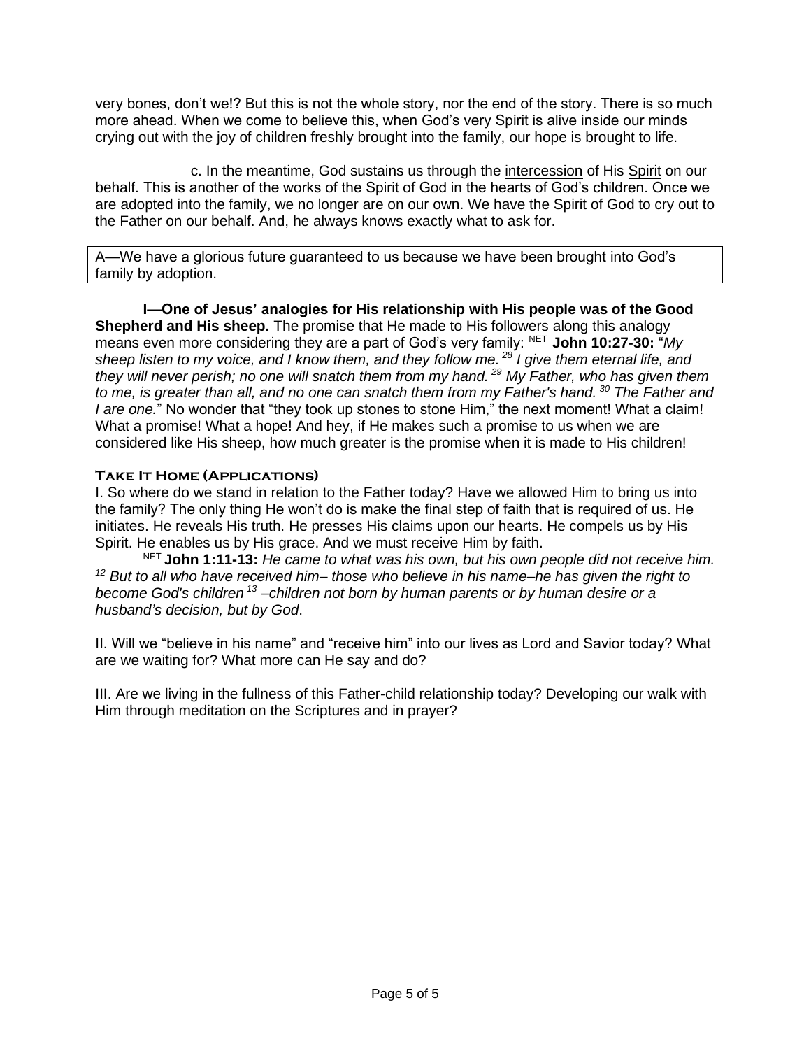very bones, don't we!? But this is not the whole story, nor the end of the story. There is so much more ahead. When we come to believe this, when God's very Spirit is alive inside our minds crying out with the joy of children freshly brought into the family, our hope is brought to life.

c. In the meantime, God sustains us through the intercession of His Spirit on our behalf. This is another of the works of the Spirit of God in the hearts of God's children. Once we are adopted into the family, we no longer are on our own. We have the Spirit of God to cry out to the Father on our behalf. And, he always knows exactly what to ask for.

A—We have a glorious future guaranteed to us because we have been brought into God's family by adoption.

**I—One of Jesus' analogies for His relationship with His people was of the Good Shepherd and His sheep.** The promise that He made to His followers along this analogy means even more considering they are a part of God's very family: NET **John 10:27-30:** "*My sheep listen to my voice, and I know them, and they follow me.* [28] *I give them eternal life, and they will never perish; no one will snatch them from my hand.* [29] *My Father, who has given them to me, is greater than all, and no one can snatch them from my Father's hand.* [30] *The Father and I are one.*" No wonder that "they took up stones to stone Him," the next moment! What a claim! What a promise! What a hope! And hey, if He makes such a promise to us when we are considered like His sheep, how much greater is the promise when it is made to His children!

### Take It Home (Applications)

I. So where do we stand in relation to the Father today? Have we allowed Him to bring us into the family? The only thing He won't do is make the final step of faith that is required of us. He initiates. He reveals His truth. He presses His claims upon our hearts. He compels us by His Spirit. He enables us by His grace. And we must receive Him by faith.

NET **John 1:11-13:** *He came to what was his own, but his own people did not receive him.* [12] *But to all who have received him– those who believe in his name–he has given the right to become God's children* [13] *–children not born by human parents or by human desire or a husband's decision, but by God*.

II. Will we "believe in his name" and "receive him" into our lives as Lord and Savior today? What are we waiting for? What more can He say and do?

III. Are we living in the fullness of this Father-child relationship today? Developing our walk with Him through meditation on the Scriptures and in prayer?